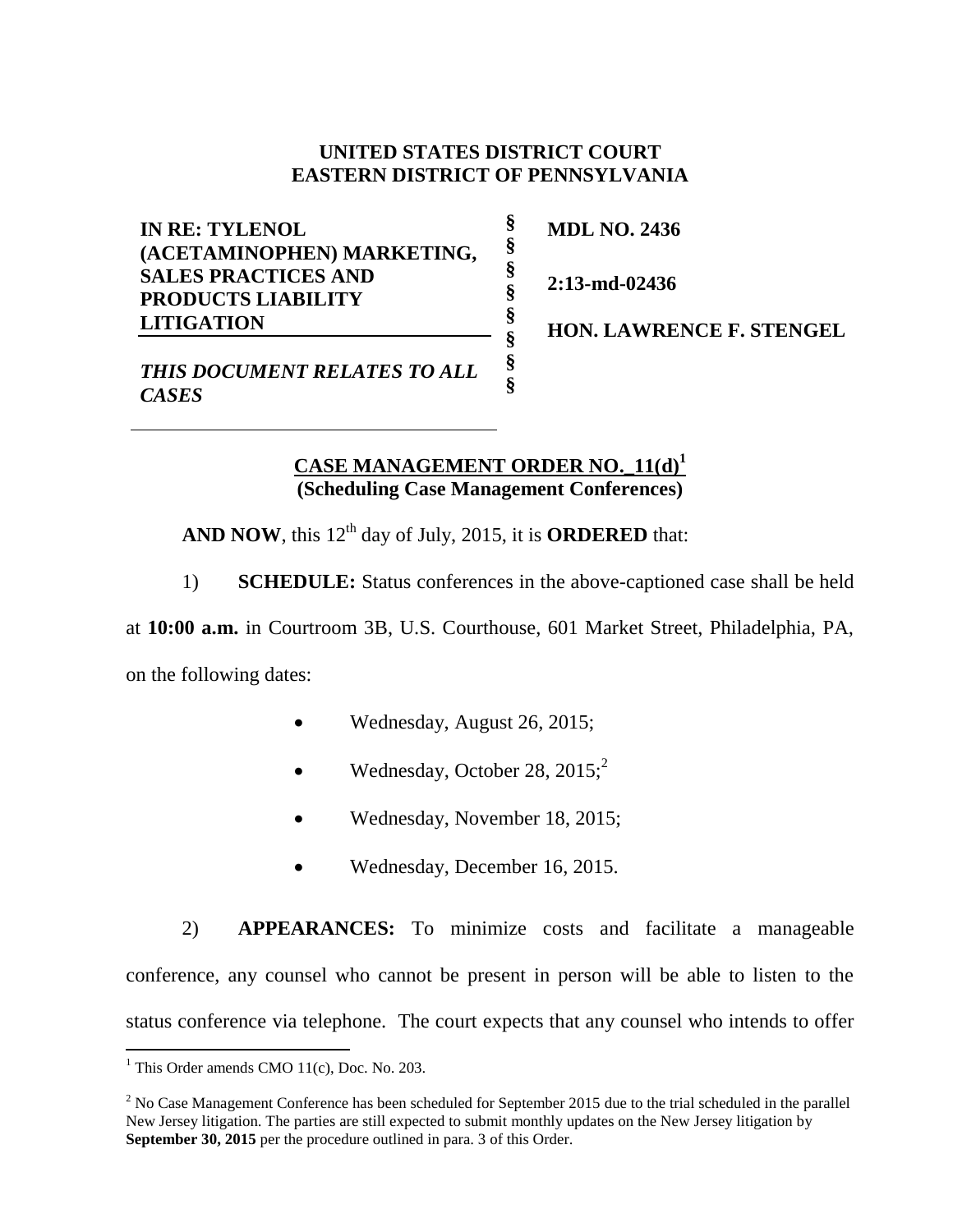**UNITED STATES DISTRICT COURT**
**EASTERN DISTRICT OF PENNSYLVANIA**

| | | |
|---|---|---|
| **IN RE: TYLENOL (ACETAMINOPHEN) MARKETING, SALES PRACTICES AND PRODUCTS LIABILITY LITIGATION** | § § § § § § | **MDL NO. 2436** |
| | | **2:13-md-02436** |
| | | **HON. LAWRENCE F. STENGEL** |
| ***THIS DOCUMENT RELATES TO ALL CASES*** | § § | |

**CASE MANAGEMENT ORDER NO._11(d)**[1]
**(Scheduling Case Management Conferences)**

**AND NOW**, this 12th day of July, 2015, it is **ORDERED** that:

1) **SCHEDULE:** Status conferences in the above-captioned case shall be held at **10:00 a.m.** in Courtroom 3B, U.S. Courthouse, 601 Market Street, Philadelphia, PA, on the following dates:

- Wednesday, August 26, 2015;
- Wednesday, October 28, 2015;[2]
- Wednesday, November 18, 2015;
- Wednesday, December 16, 2015.

2) **APPEARANCES:** To minimize costs and facilitate a manageable conference, any counsel who cannot be present in person will be able to listen to the status conference via telephone. The court expects that any counsel who intends to offer

---

[1] This Order amends CMO 11(c), Doc. No. 203.

[2] No Case Management Conference has been scheduled for September 2015 due to the trial scheduled in the parallel New Jersey litigation. The parties are still expected to submit monthly updates on the New Jersey litigation by **September 30, 2015** per the procedure outlined in para. 3 of this Order.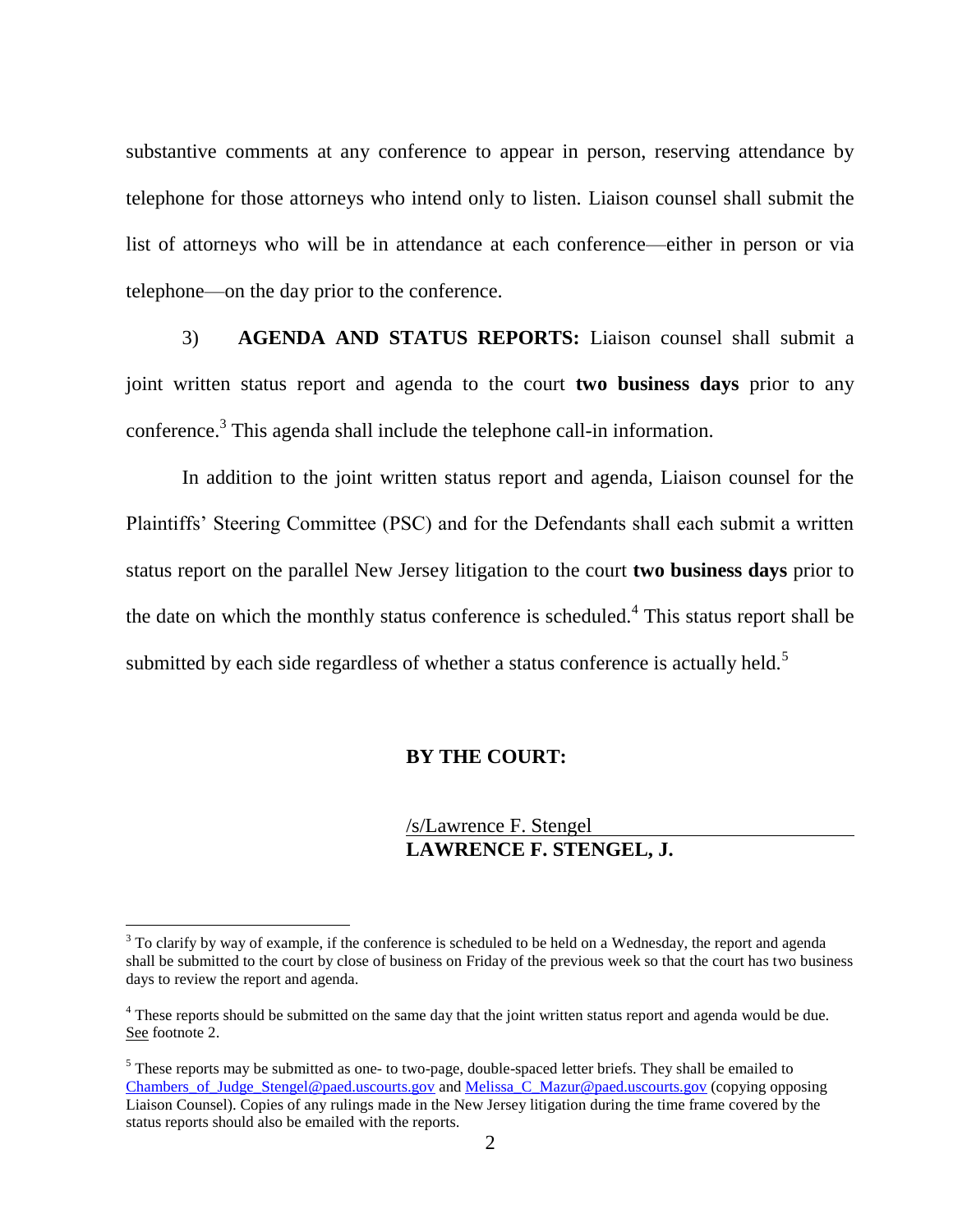substantive comments at any conference to appear in person, reserving attendance by telephone for those attorneys who intend only to listen. Liaison counsel shall submit the list of attorneys who will be in attendance at each conference—either in person or via telephone—on the day prior to the conference.

3) **AGENDA AND STATUS REPORTS:** Liaison counsel shall submit a joint written status report and agenda to the court **two business days** prior to any conference.[3] This agenda shall include the telephone call-in information.

In addition to the joint written status report and agenda, Liaison counsel for the Plaintiffs' Steering Committee (PSC) and for the Defendants shall each submit a written status report on the parallel New Jersey litigation to the court **two business days** prior to the date on which the monthly status conference is scheduled.[4] This status report shall be submitted by each side regardless of whether a status conference is actually held.[5]

**BY THE COURT:**

/s/Lawrence F. Stengel
**LAWRENCE F. STENGEL, J.**

---

[3] To clarify by way of example, if the conference is scheduled to be held on a Wednesday, the report and agenda shall be submitted to the court by close of business on Friday of the previous week so that the court has two business days to review the report and agenda.

[4] These reports should be submitted on the same day that the joint written status report and agenda would be due. See footnote 2.

[5] These reports may be submitted as one- to two-page, double-spaced letter briefs. They shall be emailed to Chambers_of_Judge_Stengel@paed.uscourts.gov and Melissa_C_Mazur@paed.uscourts.gov (copying opposing Liaison Counsel). Copies of any rulings made in the New Jersey litigation during the time frame covered by the status reports should also be emailed with the reports.